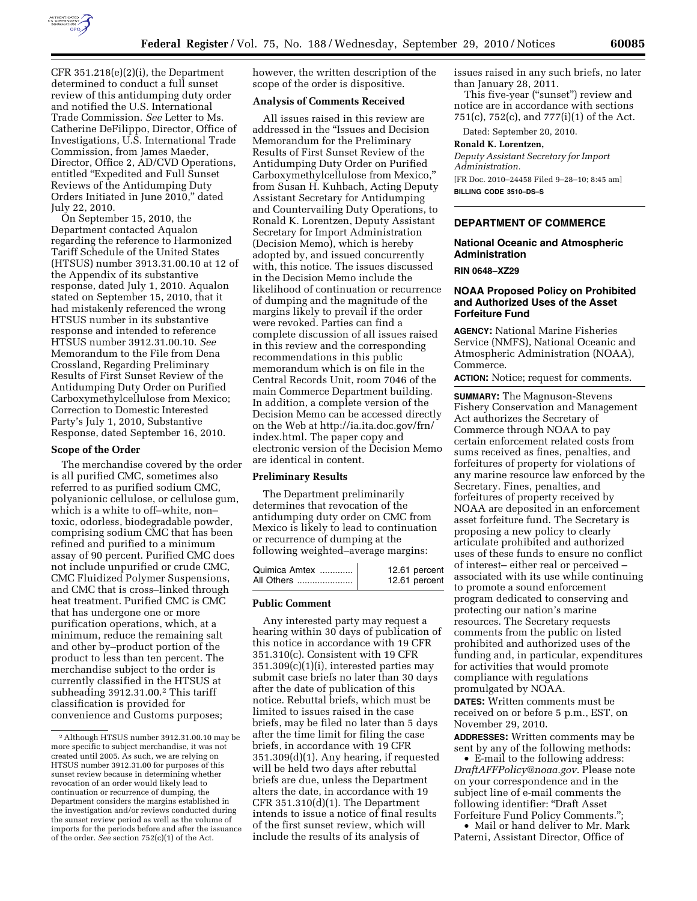CFR 351.218(e)(2)(i), the Department determined to conduct a full sunset review of this antidumping duty order and notified the U.S. International Trade Commission. *See* Letter to Ms. Catherine DeFilippo, Director, Office of Investigations, U.S. International Trade Commission, from James Maeder, Director, Office 2, AD/CVD Operations, entitled "Expedited and Full Sunset Reviews of the Antidumping Duty Orders Initiated in June 2010," dated July 22, 2010.

On September 15, 2010, the Department contacted Aqualon regarding the reference to Harmonized Tariff Schedule of the United States (HTSUS) number 3913.31.00.10 at 12 of the Appendix of its substantive response, dated July 1, 2010. Aqualon stated on September 15, 2010, that it had mistakenly referenced the wrong HTSUS number in its substantive response and intended to reference HTSUS number 3912.31.00.10. *See* Memorandum to the File from Dena Crossland, Regarding Preliminary Results of First Sunset Review of the Antidumping Duty Order on Purified Carboxymethylcellulose from Mexico; Correction to Domestic Interested Party's July 1, 2010, Substantive Response, dated September 16, 2010.

## Scope of the Order

The merchandise covered by the order is all purified CMC, sometimes also referred to as purified sodium CMC, polyanionic cellulose, or cellulose gum, which is a white to off–white, non–toxic, odorless, biodegradable powder, comprising sodium CMC that has been refined and purified to a minimum assay of 90 percent. Purified CMC does not include unpurified or crude CMC, CMC Fluidized Polymer Suspensions, and CMC that is cross–linked through heat treatment. Purified CMC is CMC that has undergone one or more purification operations, which, at a minimum, reduce the remaining salt and other by–product portion of the product to less than ten percent. The merchandise subject to the order is currently classified in the HTSUS at subheading 3912.31.00.[2] This tariff classification is provided for convenience and Customs purposes; however, the written description of the scope of the order is dispositive.

[2] Although HTSUS number 3912.31.00.10 may be more specific to subject merchandise, it was not created until 2005. As such, we are relying on HTSUS number 3912.31.00 for purposes of this sunset review because in determining whether revocation of an order would likely lead to continuation or recurrence of dumping, the Department considers the margins established in the investigation and/or reviews conducted during the sunset review period as well as the volume of imports for the periods before and after the issuance of the order. *See* section 752(c)(1) of the Act.

## Analysis of Comments Received

All issues raised in this review are addressed in the "Issues and Decision Memorandum for the Preliminary Results of First Sunset Review of the Antidumping Duty Order on Purified Carboxymethylcellulose from Mexico," from Susan H. Kuhbach, Acting Deputy Assistant Secretary for Antidumping and Countervailing Duty Operations, to Ronald K. Lorentzen, Deputy Assistant Secretary for Import Administration (Decision Memo), which is hereby adopted by, and issued concurrently with, this notice. The issues discussed in the Decision Memo include the likelihood of continuation or recurrence of dumping and the magnitude of the margins likely to prevail if the order were revoked. Parties can find a complete discussion of all issues raised in this review and the corresponding recommendations in this public memorandum which is on file in the Central Records Unit, room 7046 of the main Commerce Department building. In addition, a complete version of the Decision Memo can be accessed directly on the Web at http://ia.ita.doc.gov/frn/index.html. The paper copy and electronic version of the Decision Memo are identical in content.

## Preliminary Results

The Department preliminarily determines that revocation of the antidumping duty order on CMC from Mexico is likely to lead to continuation or recurrence of dumping at the following weighted–average margins:

| | |
|---|---|
| Quimica Amtex | 12.61 percent |
| All Others | 12.61 percent |

## Public Comment

Any interested party may request a hearing within 30 days of publication of this notice in accordance with 19 CFR 351.310(c). Consistent with 19 CFR 351.309(c)(1)(i), interested parties may submit case briefs no later than 30 days after the date of publication of this notice. Rebuttal briefs, which must be limited to issues raised in the case briefs, may be filed no later than 5 days after the time limit for filing the case briefs, in accordance with 19 CFR 351.309(d)(1). Any hearing, if requested will be held two days after rebuttal briefs are due, unless the Department alters the date, in accordance with 19 CFR 351.310(d)(1). The Department intends to issue a notice of final results of the first sunset review, which will include the results of its analysis of issues raised in any such briefs, no later than January 28, 2011.

This five-year ("sunset") review and notice are in accordance with sections 751(c), 752(c), and 777(i)(1) of the Act.

Dated: September 20, 2010.

**Ronald K. Lorentzen,**

*Deputy Assistant Secretary for Import Administration.*

[FR Doc. 2010–24458 Filed 9–28–10; 8:45 am]

**BILLING CODE 3510–DS–S**

---

# DEPARTMENT OF COMMERCE

## National Oceanic and Atmospheric Administration

**RIN 0648–XZ29**

## NOAA Proposed Policy on Prohibited and Authorized Uses of the Asset Forfeiture Fund

**AGENCY:** National Marine Fisheries Service (NMFS), National Oceanic and Atmospheric Administration (NOAA), Commerce.

**ACTION:** Notice; request for comments.

**SUMMARY:** The Magnuson-Stevens Fishery Conservation and Management Act authorizes the Secretary of Commerce through NOAA to pay certain enforcement related costs from sums received as fines, penalties, and forfeitures of property for violations of any marine resource law enforced by the Secretary. Fines, penalties, and forfeitures of property received by NOAA are deposited in an enforcement asset forfeiture fund. The Secretary is proposing a new policy to clearly articulate prohibited and authorized uses of these funds to ensure no conflict of interest– either real or perceived – associated with its use while continuing to promote a sound enforcement program dedicated to conserving and protecting our nation's marine resources. The Secretary requests comments from the public on listed prohibited and authorized uses of the funding and, in particular, expenditures for activities that would promote compliance with regulations promulgated by NOAA.

**DATES:** Written comments must be received on or before 5 p.m., EST, on November 29, 2010.

**ADDRESSES:** Written comments may be sent by any of the following methods:

- E-mail to the following address: *DraftAFFPolicy@noaa.gov*. Please note on your correspondence and in the subject line of e-mail comments the following identifier: "Draft Asset Forfeiture Fund Policy Comments.";
- Mail or hand deliver to Mr. Mark Paterni, Assistant Director, Office of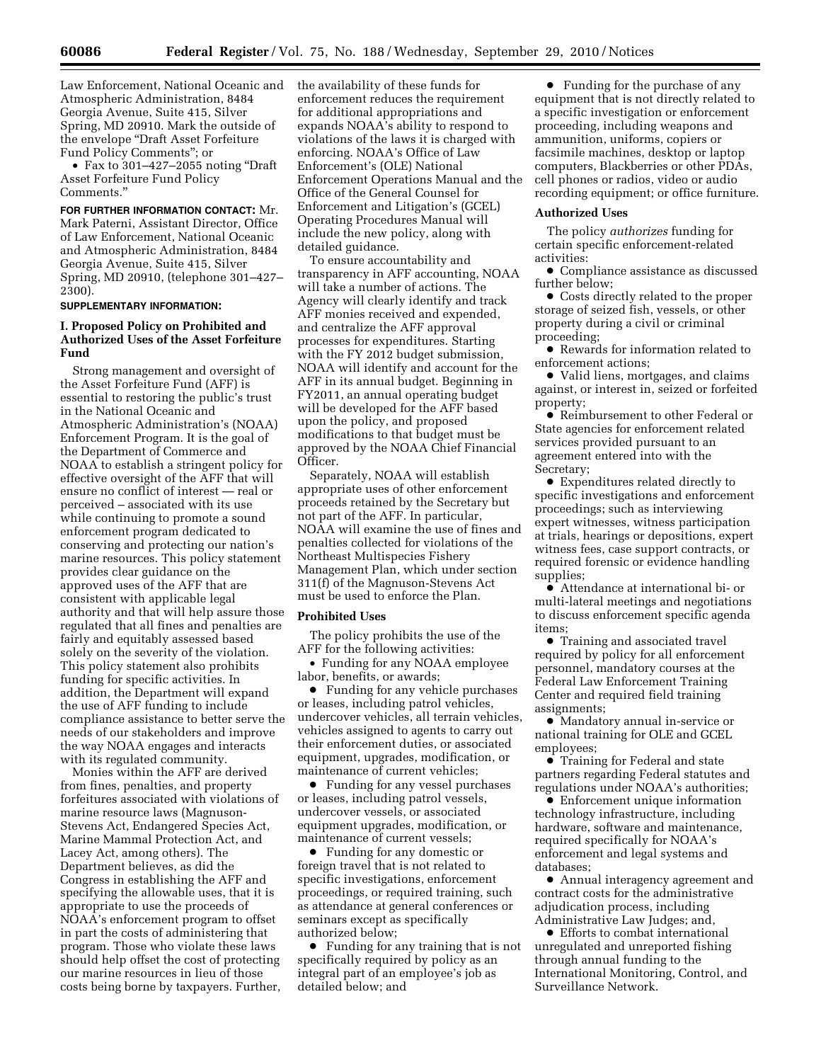Law Enforcement, National Oceanic and Atmospheric Administration, 8484 Georgia Avenue, Suite 415, Silver Spring, MD 20910. Mark the outside of the envelope "Draft Asset Forfeiture Fund Policy Comments"; or

- Fax to 301–427–2055 noting "Draft Asset Forfeiture Fund Policy Comments."

**FOR FURTHER INFORMATION CONTACT:** Mr. Mark Paterni, Assistant Director, Office of Law Enforcement, National Oceanic and Atmospheric Administration, 8484 Georgia Avenue, Suite 415, Silver Spring, MD 20910, (telephone 301–427–2300).

**SUPPLEMENTARY INFORMATION:**

## I. Proposed Policy on Prohibited and Authorized Uses of the Asset Forfeiture Fund

Strong management and oversight of the Asset Forfeiture Fund (AFF) is essential to restoring the public's trust in the National Oceanic and Atmospheric Administration's (NOAA) Enforcement Program. It is the goal of the Department of Commerce and NOAA to establish a stringent policy for effective oversight of the AFF that will ensure no conflict of interest — real or perceived – associated with its use while continuing to promote a sound enforcement program dedicated to conserving and protecting our nation's marine resources. This policy statement provides clear guidance on the approved uses of the AFF that are consistent with applicable legal authority and that will help assure those regulated that all fines and penalties are fairly and equitably assessed based solely on the severity of the violation. This policy statement also prohibits funding for specific activities. In addition, the Department will expand the use of AFF funding to include compliance assistance to better serve the needs of our stakeholders and improve the way NOAA engages and interacts with its regulated community.

Monies within the AFF are derived from fines, penalties, and property forfeitures associated with violations of marine resource laws (Magnuson-Stevens Act, Endangered Species Act, Marine Mammal Protection Act, and Lacey Act, among others). The Department believes, as did the Congress in establishing the AFF and specifying the allowable uses, that it is appropriate to use the proceeds of NOAA's enforcement program to offset in part the costs of administering that program. Those who violate these laws should help offset the cost of protecting our marine resources in lieu of those costs being borne by taxpayers. Further, the availability of these funds for enforcement reduces the requirement for additional appropriations and expands NOAA's ability to respond to violations of the laws it is charged with enforcing. NOAA's Office of Law Enforcement's (OLE) National Enforcement Operations Manual and the Office of the General Counsel for Enforcement and Litigation's (GCEL) Operating Procedures Manual will include the new policy, along with detailed guidance.

To ensure accountability and transparency in AFF accounting, NOAA will take a number of actions. The Agency will clearly identify and track AFF monies received and expended, and centralize the AFF approval processes for expenditures. Starting with the FY 2012 budget submission, NOAA will identify and account for the AFF in its annual budget. Beginning in FY2011, an annual operating budget will be developed for the AFF based upon the policy, and proposed modifications to that budget must be approved by the NOAA Chief Financial Officer.

Separately, NOAA will establish appropriate uses of other enforcement proceeds retained by the Secretary but not part of the AFF. In particular, NOAA will examine the use of fines and penalties collected for violations of the Northeast Multispecies Fishery Management Plan, which under section 311(f) of the Magnuson-Stevens Act must be used to enforce the Plan.

### Prohibited Uses

The policy prohibits the use of the AFF for the following activities:

- Funding for any NOAA employee labor, benefits, or awards;
- Funding for any vehicle purchases or leases, including patrol vehicles, undercover vehicles, all terrain vehicles, vehicles assigned to agents to carry out their enforcement duties, or associated equipment, upgrades, modification, or maintenance of current vehicles;
- Funding for any vessel purchases or leases, including patrol vessels, undercover vessels, or associated equipment upgrades, modification, or maintenance of current vessels;
- Funding for any domestic or foreign travel that is not related to specific investigations, enforcement proceedings, or required training, such as attendance at general conferences or seminars except as specifically authorized below;
- Funding for any training that is not specifically required by policy as an integral part of an employee's job as detailed below; and
- Funding for the purchase of any equipment that is not directly related to a specific investigation or enforcement proceeding, including weapons and ammunition, uniforms, copiers or facsimile machines, desktop or laptop computers, Blackberries or other PDAs, cell phones or radios, video or audio recording equipment; or office furniture.

### Authorized Uses

The policy *authorizes* funding for certain specific enforcement-related activities:

- Compliance assistance as discussed further below;
- Costs directly related to the proper storage of seized fish, vessels, or other property during a civil or criminal proceeding;
- Rewards for information related to enforcement actions;
- Valid liens, mortgages, and claims against, or interest in, seized or forfeited property;
- Reimbursement to other Federal or State agencies for enforcement related services provided pursuant to an agreement entered into with the Secretary;
- Expenditures related directly to specific investigations and enforcement proceedings; such as interviewing expert witnesses, witness participation at trials, hearings or depositions, expert witness fees, case support contracts, or required forensic or evidence handling supplies;
- Attendance at international bi- or multi-lateral meetings and negotiations to discuss enforcement specific agenda items;
- Training and associated travel required by policy for all enforcement personnel, mandatory courses at the Federal Law Enforcement Training Center and required field training assignments;
- Mandatory annual in-service or national training for OLE and GCEL employees;
- Training for Federal and state partners regarding Federal statutes and regulations under NOAA's authorities;
- Enforcement unique information technology infrastructure, including hardware, software and maintenance, required specifically for NOAA's enforcement and legal systems and databases;
- Annual interagency agreement and contract costs for the administrative adjudication process, including Administrative Law Judges; and,
- Efforts to combat international unregulated and unreported fishing through annual funding to the International Monitoring, Control, and Surveillance Network.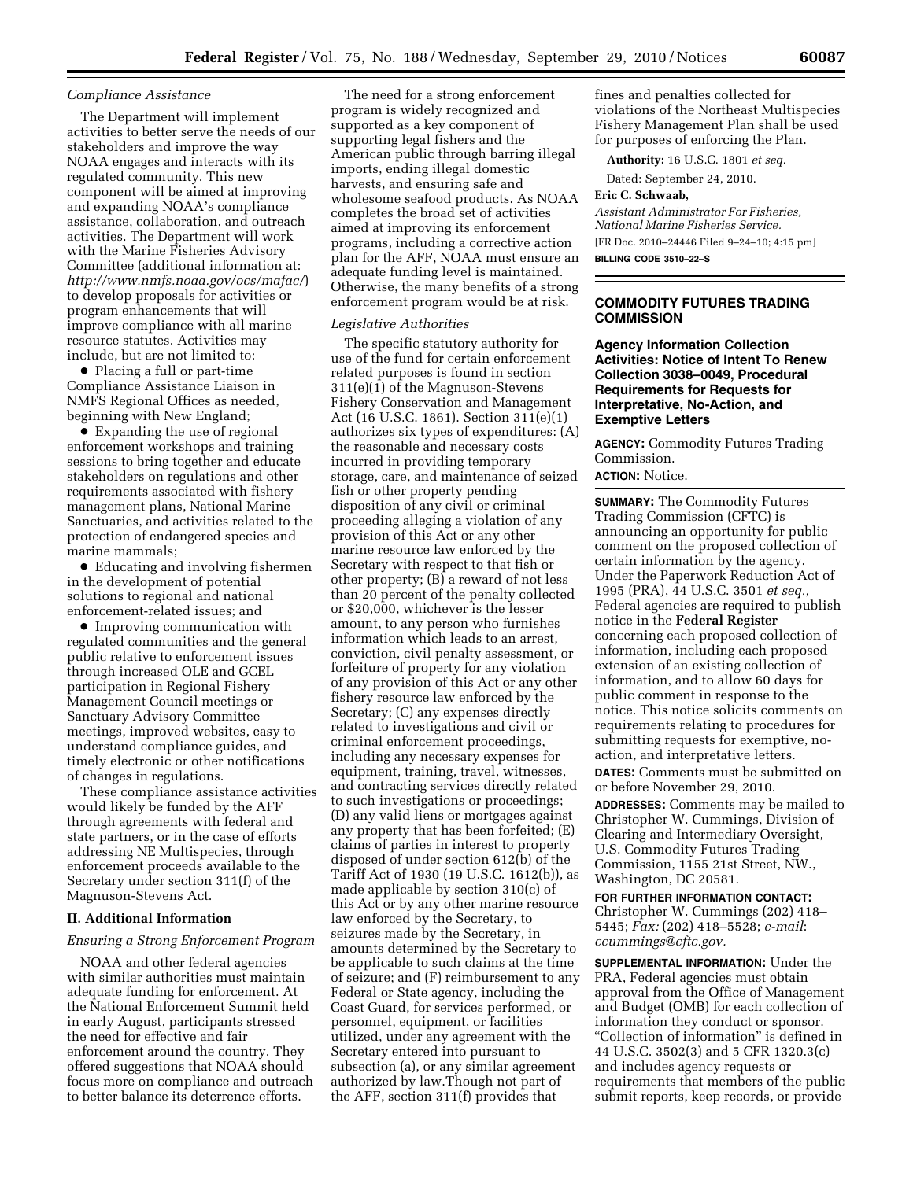*Compliance Assistance*

The Department will implement activities to better serve the needs of our stakeholders and improve the way NOAA engages and interacts with its regulated community. This new component will be aimed at improving and expanding NOAA's compliance assistance, collaboration, and outreach activities. The Department will work with the Marine Fisheries Advisory Committee (additional information at: *http://www.nmfs.noaa.gov/ocs/mafac/*) to develop proposals for activities or program enhancements that will improve compliance with all marine resource statutes. Activities may include, but are not limited to:

- Placing a full or part-time Compliance Assistance Liaison in NMFS Regional Offices as needed, beginning with New England;
- Expanding the use of regional enforcement workshops and training sessions to bring together and educate stakeholders on regulations and other requirements associated with fishery management plans, National Marine Sanctuaries, and activities related to the protection of endangered species and marine mammals;
- Educating and involving fishermen in the development of potential solutions to regional and national enforcement-related issues; and
- Improving communication with regulated communities and the general public relative to enforcement issues through increased OLE and GCEL participation in Regional Fishery Management Council meetings or Sanctuary Advisory Committee meetings, improved websites, easy to understand compliance guides, and timely electronic or other notifications of changes in regulations.

These compliance assistance activities would likely be funded by the AFF through agreements with federal and state partners, or in the case of efforts addressing NE Multispecies, through enforcement proceeds available to the Secretary under section 311(f) of the Magnuson-Stevens Act.

## II. Additional Information

*Ensuring a Strong Enforcement Program*

NOAA and other federal agencies with similar authorities must maintain adequate funding for enforcement. At the National Enforcement Summit held in early August, participants stressed the need for effective and fair enforcement around the country. They offered suggestions that NOAA should focus more on compliance and outreach to better balance its deterrence efforts.

The need for a strong enforcement program is widely recognized and supported as a key component of supporting legal fishers and the American public through barring illegal imports, ending illegal domestic harvests, and ensuring safe and wholesome seafood products. As NOAA completes the broad set of activities aimed at improving its enforcement programs, including a corrective action plan for the AFF, NOAA must ensure an adequate funding level is maintained. Otherwise, the many benefits of a strong enforcement program would be at risk.

*Legislative Authorities*

The specific statutory authority for use of the fund for certain enforcement related purposes is found in section 311(e)(1) of the Magnuson-Stevens Fishery Conservation and Management Act (16 U.S.C. 1861). Section 311(e)(1) authorizes six types of expenditures: (A) the reasonable and necessary costs incurred in providing temporary storage, care, and maintenance of seized fish or other property pending disposition of any civil or criminal proceeding alleging a violation of any provision of this Act or any other marine resource law enforced by the Secretary with respect to that fish or other property; (B) a reward of not less than 20 percent of the penalty collected or $20,000, whichever is the lesser amount, to any person who furnishes information which leads to an arrest, conviction, civil penalty assessment, or forfeiture of property for any violation of any provision of this Act or any other fishery resource law enforced by the Secretary; (C) any expenses directly related to investigations and civil or criminal enforcement proceedings, including any necessary expenses for equipment, training, travel, witnesses, and contracting services directly related to such investigations or proceedings; (D) any valid liens or mortgages against any property that has been forfeited; (E) claims of parties in interest to property disposed of under section 612(b) of the Tariff Act of 1930 (19 U.S.C. 1612(b)), as made applicable by section 310(c) of this Act or by any other marine resource law enforced by the Secretary, to seizures made by the Secretary, in amounts determined by the Secretary to be applicable to such claims at the time of seizure; and (F) reimbursement to any Federal or State agency, including the Coast Guard, for services performed, or personnel, equipment, or facilities utilized, under any agreement with the Secretary entered into pursuant to subsection (a), or any similar agreement authorized by law.Though not part of the AFF, section 311(f) provides that fines and penalties collected for violations of the Northeast Multispecies Fishery Management Plan shall be used for purposes of enforcing the Plan.

**Authority:** 16 U.S.C. 1801 *et seq.*

Dated: September 24, 2010.

**Eric C. Schwaab,**

*Assistant Administrator For Fisheries, National Marine Fisheries Service.*

[FR Doc. 2010–24446 Filed 9–24–10; 4:15 pm]

**BILLING CODE 3510–22–S**

## COMMODITY FUTURES TRADING COMMISSION

### Agency Information Collection Activities: Notice of Intent To Renew Collection 3038–0049, Procedural Requirements for Requests for Interpretative, No-Action, and Exemptive Letters

**AGENCY:** Commodity Futures Trading Commission.

**ACTION:** Notice.

**SUMMARY:** The Commodity Futures Trading Commission (CFTC) is announcing an opportunity for public comment on the proposed collection of certain information by the agency. Under the Paperwork Reduction Act of 1995 (PRA), 44 U.S.C. 3501 *et seq.,* Federal agencies are required to publish notice in the **Federal Register** concerning each proposed collection of information, including each proposed extension of an existing collection of information, and to allow 60 days for public comment in response to the notice. This notice solicits comments on requirements relating to procedures for submitting requests for exemptive, no-action, and interpretative letters.

**DATES:** Comments must be submitted on or before November 29, 2010.

**ADDRESSES:** Comments may be mailed to Christopher W. Cummings, Division of Clearing and Intermediary Oversight, U.S. Commodity Futures Trading Commission, 1155 21st Street, NW., Washington, DC 20581.

**FOR FURTHER INFORMATION CONTACT:** Christopher W. Cummings (202) 418–5445; *Fax:* (202) 418–5528; *e-mail*: *ccummings@cftc.gov.*

**SUPPLEMENTAL INFORMATION:** Under the PRA, Federal agencies must obtain approval from the Office of Management and Budget (OMB) for each collection of information they conduct or sponsor. "Collection of information" is defined in 44 U.S.C. 3502(3) and 5 CFR 1320.3(c) and includes agency requests or requirements that members of the public submit reports, keep records, or provide